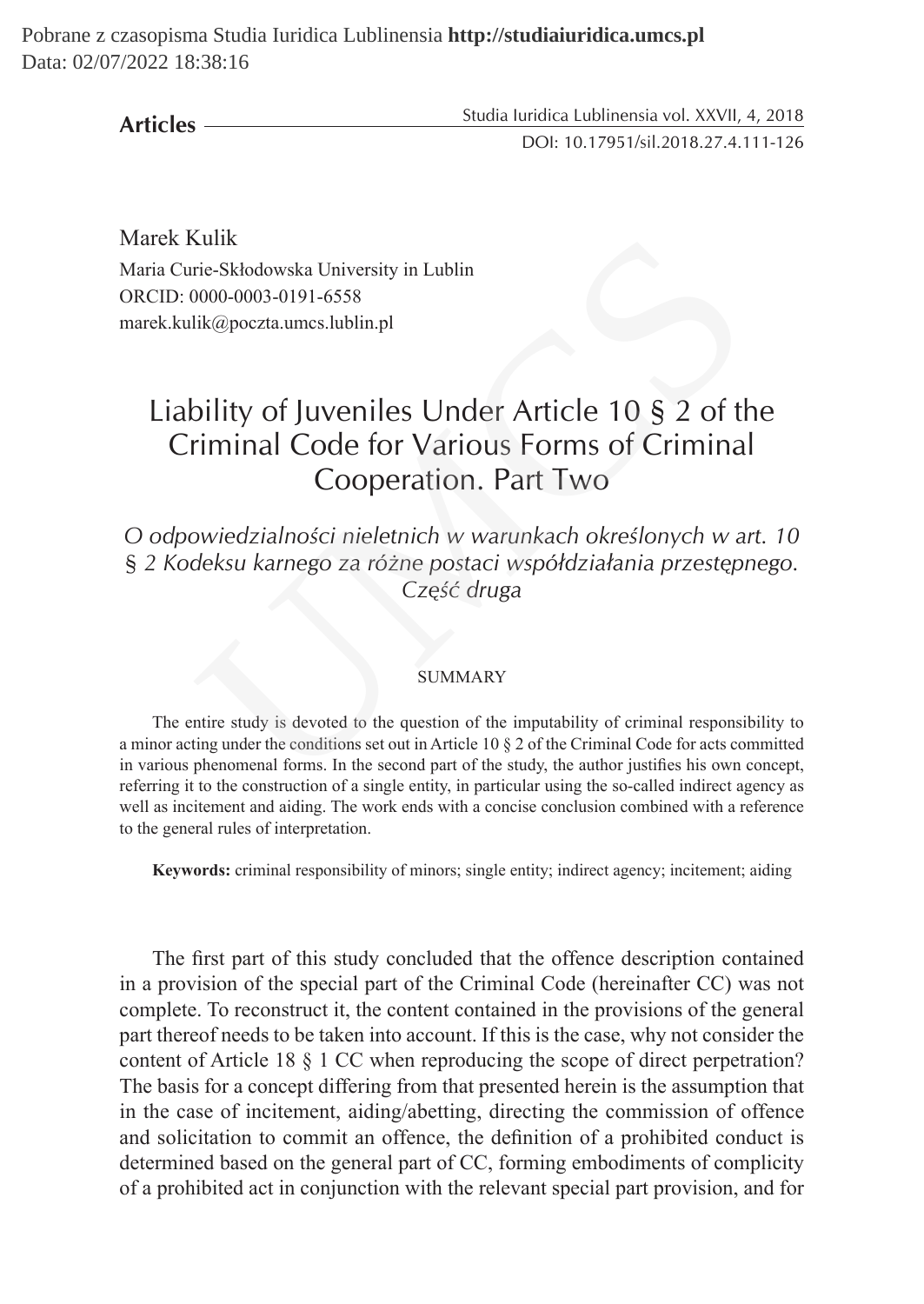**Articles**

Marek Kulik
Maria Curie-Skłodowska University in Lublin
ORCID: 0000-0003-0191-6558
marek.kulik@poczta.umcs.lublin.pl

# Liability of Juveniles Under Article 10 § 2 of the Criminal Code for Various Forms of Criminal Cooperation. Part Two

*O odpowiedzialności nieletnich w warunkach określonych w art. 10 § 2 Kodeksu karnego za różne postaci współdziałania przestępnego. Część druga*

## SUMMARY

The entire study is devoted to the question of the imputability of criminal responsibility to a minor acting under the conditions set out in Article 10 § 2 of the Criminal Code for acts committed in various phenomenal forms. In the second part of the study, the author justifies his own concept, referring it to the construction of a single entity, in particular using the so-called indirect agency as well as incitement and aiding. The work ends with a concise conclusion combined with a reference to the general rules of interpretation.

**Keywords:** criminal responsibility of minors; single entity; indirect agency; incitement; aiding

The first part of this study concluded that the offence description contained in a provision of the special part of the Criminal Code (hereinafter CC) was not complete. To reconstruct it, the content contained in the provisions of the general part thereof needs to be taken into account. If this is the case, why not consider the content of Article 18 § 1 CC when reproducing the scope of direct perpetration? The basis for a concept differing from that presented herein is the assumption that in the case of incitement, aiding/abetting, directing the commission of offence and solicitation to commit an offence, the definition of a prohibited conduct is determined based on the general part of CC, forming embodiments of complicity of a prohibited act in conjunction with the relevant special part provision, and for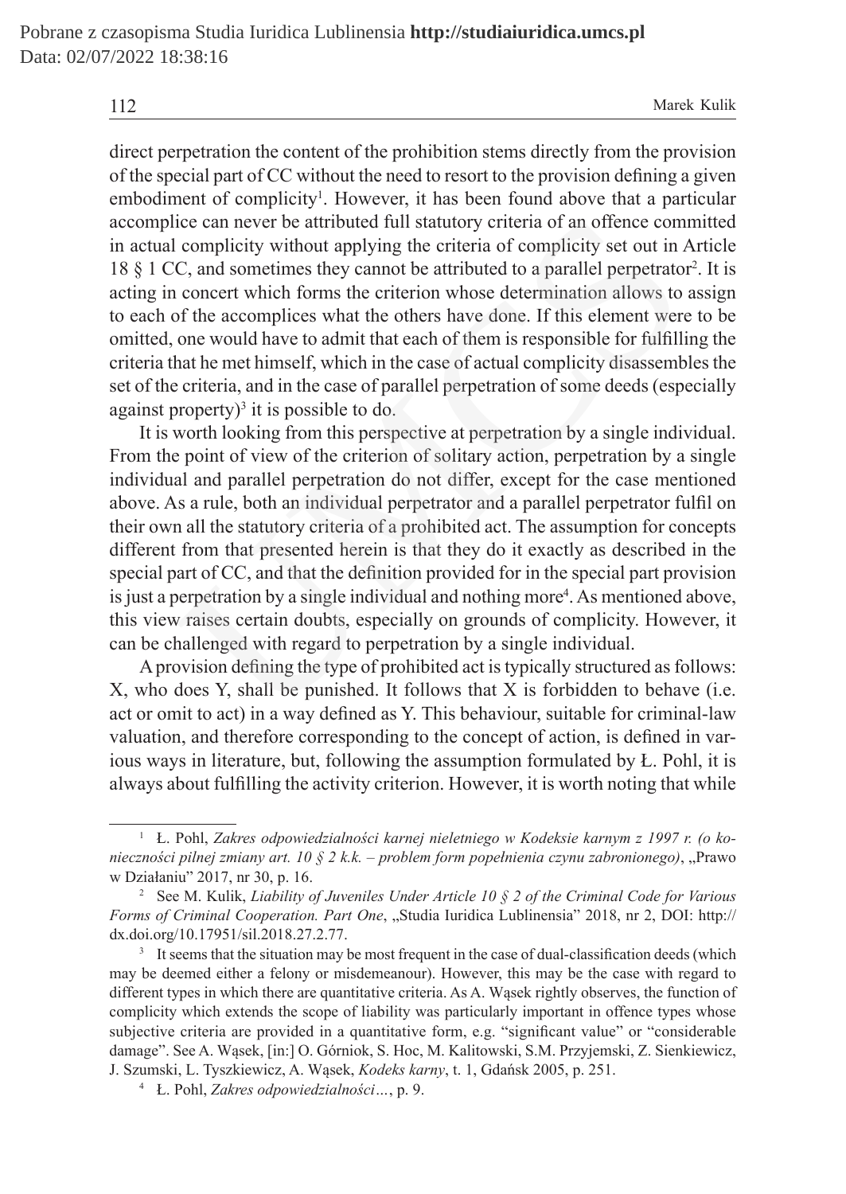direct perpetration the content of the prohibition stems directly from the provision of the special part of CC without the need to resort to the provision defining a given embodiment of complicity[1]. However, it has been found above that a particular accomplice can never be attributed full statutory criteria of an offence committed in actual complicity without applying the criteria of complicity set out in Article 18 § 1 CC, and sometimes they cannot be attributed to a parallel perpetrator[2]. It is acting in concert which forms the criterion whose determination allows to assign to each of the accomplices what the others have done. If this element were to be omitted, one would have to admit that each of them is responsible for fulfilling the criteria that he met himself, which in the case of actual complicity disassembles the set of the criteria, and in the case of parallel perpetration of some deeds (especially against property)[3] it is possible to do.

It is worth looking from this perspective at perpetration by a single individual. From the point of view of the criterion of solitary action, perpetration by a single individual and parallel perpetration do not differ, except for the case mentioned above. As a rule, both an individual perpetrator and a parallel perpetrator fulfil on their own all the statutory criteria of a prohibited act. The assumption for concepts different from that presented herein is that they do it exactly as described in the special part of CC, and that the definition provided for in the special part provision is just a perpetration by a single individual and nothing more[4]. As mentioned above, this view raises certain doubts, especially on grounds of complicity. However, it can be challenged with regard to perpetration by a single individual.

A provision defining the type of prohibited act is typically structured as follows: X, who does Y, shall be punished. It follows that X is forbidden to behave (i.e. act or omit to act) in a way defined as Y. This behaviour, suitable for criminal-law valuation, and therefore corresponding to the concept of action, is defined in various ways in literature, but, following the assumption formulated by Ł. Pohl, it is always about fulfilling the activity criterion. However, it is worth noting that while

---

[1] Ł. Pohl, *Zakres odpowiedzialności karnej nieletniego w Kodeksie karnym z 1997 r. (o konieczności pilnej zmiany art. 10 § 2 k.k. – problem form popełnienia czynu zabronionego)*, „Prawo w Działaniu" 2017, nr 30, p. 16.

[2] See M. Kulik, *Liability of Juveniles Under Article 10 § 2 of the Criminal Code for Various Forms of Criminal Cooperation. Part One*, „Studia Iuridica Lublinensia" 2018, nr 2, DOI: http://dx.doi.org/10.17951/sil.2018.27.2.77.

[3] It seems that the situation may be most frequent in the case of dual-classification deeds (which may be deemed either a felony or misdemeanour). However, this may be the case with regard to different types in which there are quantitative criteria. As A. Wąsek rightly observes, the function of complicity which extends the scope of liability was particularly important in offence types whose subjective criteria are provided in a quantitative form, e.g. "significant value" or "considerable damage". See A. Wąsek, [in:] O. Górniok, S. Hoc, M. Kalitowski, S.M. Przyjemski, Z. Sienkiewicz, J. Szumski, L. Tyszkiewicz, A. Wąsek, *Kodeks karny*, t. 1, Gdańsk 2005, p. 251.

[4] Ł. Pohl, *Zakres odpowiedzialności…*, p. 9.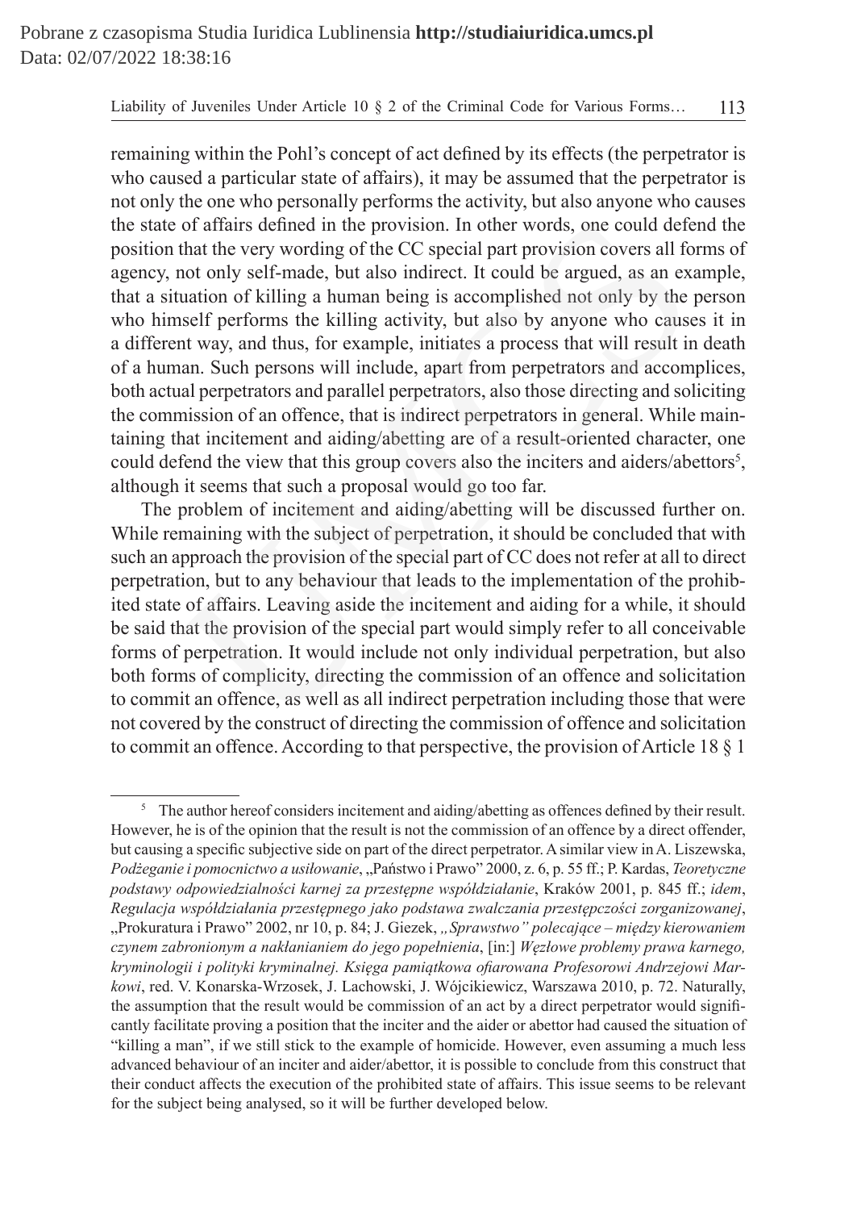remaining within the Pohl's concept of act defined by its effects (the perpetrator is who caused a particular state of affairs), it may be assumed that the perpetrator is not only the one who personally performs the activity, but also anyone who causes the state of affairs defined in the provision. In other words, one could defend the position that the very wording of the CC special part provision covers all forms of agency, not only self-made, but also indirect. It could be argued, as an example, that a situation of killing a human being is accomplished not only by the person who himself performs the killing activity, but also by anyone who causes it in a different way, and thus, for example, initiates a process that will result in death of a human. Such persons will include, apart from perpetrators and accomplices, both actual perpetrators and parallel perpetrators, also those directing and soliciting the commission of an offence, that is indirect perpetrators in general. While maintaining that incitement and aiding/abetting are of a result-oriented character, one could defend the view that this group covers also the inciters and aiders/abettors[5], although it seems that such a proposal would go too far.

The problem of incitement and aiding/abetting will be discussed further on. While remaining with the subject of perpetration, it should be concluded that with such an approach the provision of the special part of CC does not refer at all to direct perpetration, but to any behaviour that leads to the implementation of the prohibited state of affairs. Leaving aside the incitement and aiding for a while, it should be said that the provision of the special part would simply refer to all conceivable forms of perpetration. It would include not only individual perpetration, but also both forms of complicity, directing the commission of an offence and solicitation to commit an offence, as well as all indirect perpetration including those that were not covered by the construct of directing the commission of offence and solicitation to commit an offence. According to that perspective, the provision of Article 18 § 1

[5] The author hereof considers incitement and aiding/abetting as offences defined by their result. However, he is of the opinion that the result is not the commission of an offence by a direct offender, but causing a specific subjective side on part of the direct perpetrator. A similar view in A. Liszewska, *Podżeganie i pomocnictwo a usiłowanie*, „Państwo i Prawo" 2000, z. 6, p. 55 ff.; P. Kardas, *Teoretyczne podstawy odpowiedzialności karnej za przestępne współdziałanie*, Kraków 2001, p. 845 ff.; *idem*, *Regulacja współdziałania przestępnego jako podstawa zwalczania przestępczości zorganizowanej*, „Prokuratura i Prawo" 2002, nr 10, p. 84; J. Giezek, *„Sprawstwo" polecające – między kierowaniem czynem zabronionym a nakłanianiem do jego popełnienia*, [in:] *Węzłowe problemy prawa karnego, kryminologii i polityki kryminalnej. Księga pamiątkowa ofiarowana Profesorowi Andrzejowi Markowi*, red. V. Konarska-Wrzosek, J. Lachowski, J. Wójcikiewicz, Warszawa 2010, p. 72. Naturally, the assumption that the result would be commission of an act by a direct perpetrator would significantly facilitate proving a position that the inciter and the aider or abettor had caused the situation of "killing a man", if we still stick to the example of homicide. However, even assuming a much less advanced behaviour of an inciter and aider/abettor, it is possible to conclude from this construct that their conduct affects the execution of the prohibited state of affairs. This issue seems to be relevant for the subject being analysed, so it will be further developed below.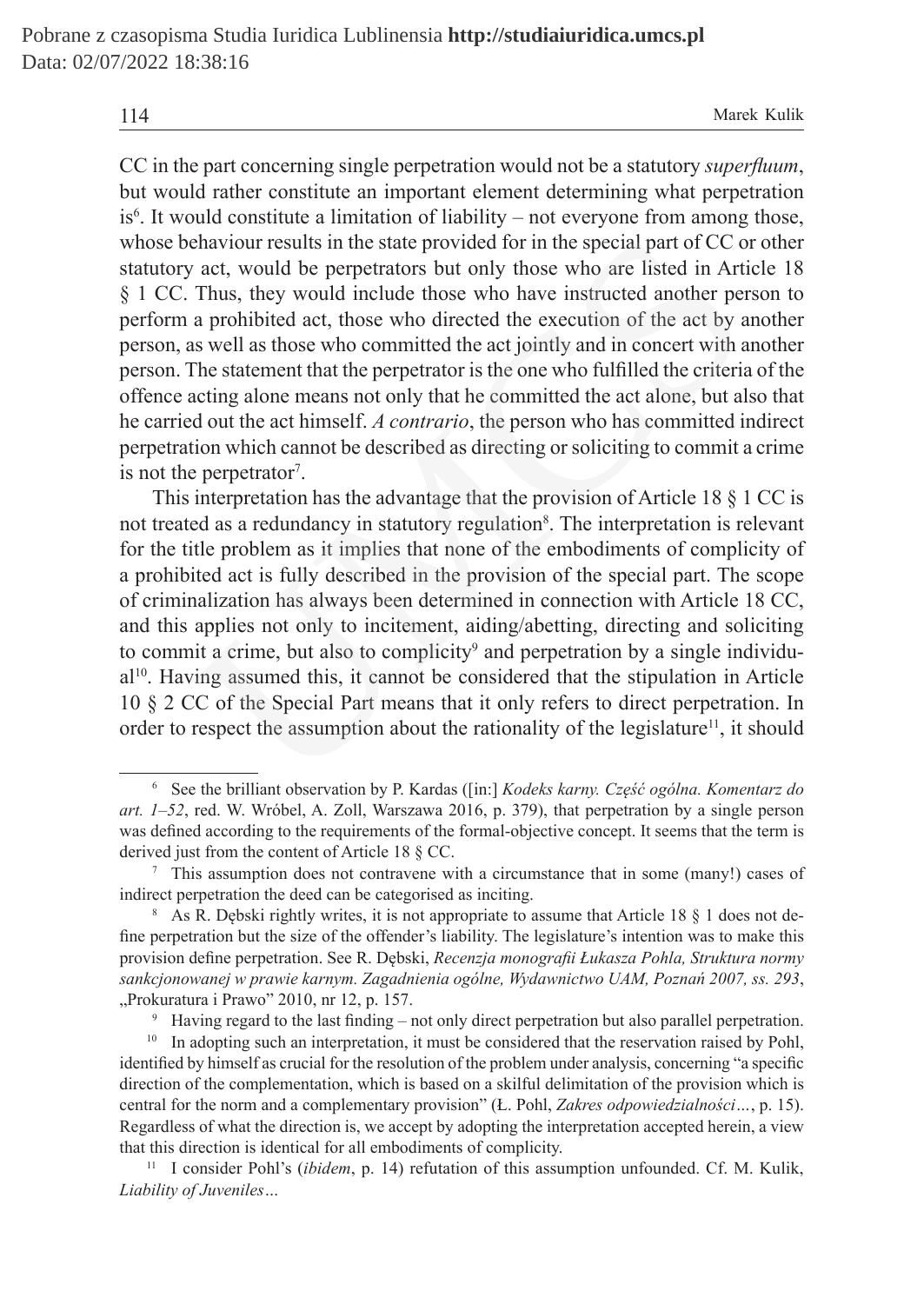CC in the part concerning single perpetration would not be a statutory *superfluum*, but would rather constitute an important element determining what perpetration is[6]. It would constitute a limitation of liability – not everyone from among those, whose behaviour results in the state provided for in the special part of CC or other statutory act, would be perpetrators but only those who are listed in Article 18 § 1 CC. Thus, they would include those who have instructed another person to perform a prohibited act, those who directed the execution of the act by another person, as well as those who committed the act jointly and in concert with another person. The statement that the perpetrator is the one who fulfilled the criteria of the offence acting alone means not only that he committed the act alone, but also that he carried out the act himself. *A contrario*, the person who has committed indirect perpetration which cannot be described as directing or soliciting to commit a crime is not the perpetrator[7].

This interpretation has the advantage that the provision of Article 18 § 1 CC is not treated as a redundancy in statutory regulation[8]. The interpretation is relevant for the title problem as it implies that none of the embodiments of complicity of a prohibited act is fully described in the provision of the special part. The scope of criminalization has always been determined in connection with Article 18 CC, and this applies not only to incitement, aiding/abetting, directing and soliciting to commit a crime, but also to complicity[9] and perpetration by a single individual[10]. Having assumed this, it cannot be considered that the stipulation in Article 10 § 2 CC of the Special Part means that it only refers to direct perpetration. In order to respect the assumption about the rationality of the legislature[11], it should

---

[6] See the brilliant observation by P. Kardas ([in:] *Kodeks karny. Część ogólna. Komentarz do art. 1–52*, red. W. Wróbel, A. Zoll, Warszawa 2016, p. 379), that perpetration by a single person was defined according to the requirements of the formal-objective concept. It seems that the term is derived just from the content of Article 18 § CC.

[7] This assumption does not contravene with a circumstance that in some (many!) cases of indirect perpetration the deed can be categorised as inciting.

[8] As R. Dębski rightly writes, it is not appropriate to assume that Article 18 § 1 does not define perpetration but the size of the offender's liability. The legislature's intention was to make this provision define perpetration. See R. Dębski, *Recenzja monografii Łukasza Pohla, Struktura normy sankcjonowanej w prawie karnym. Zagadnienia ogólne, Wydawnictwo UAM, Poznań 2007, ss. 293*, „Prokuratura i Prawo" 2010, nr 12, p. 157.

[9] Having regard to the last finding – not only direct perpetration but also parallel perpetration.

[10] In adopting such an interpretation, it must be considered that the reservation raised by Pohl, identified by himself as crucial for the resolution of the problem under analysis, concerning "a specific direction of the complementation, which is based on a skilful delimitation of the provision which is central for the norm and a complementary provision" (Ł. Pohl, *Zakres odpowiedzialności…*, p. 15). Regardless of what the direction is, we accept by adopting the interpretation accepted herein, a view that this direction is identical for all embodiments of complicity.

[11] I consider Pohl's (*ibidem*, p. 14) refutation of this assumption unfounded. Cf. M. Kulik, *Liability of Juveniles…*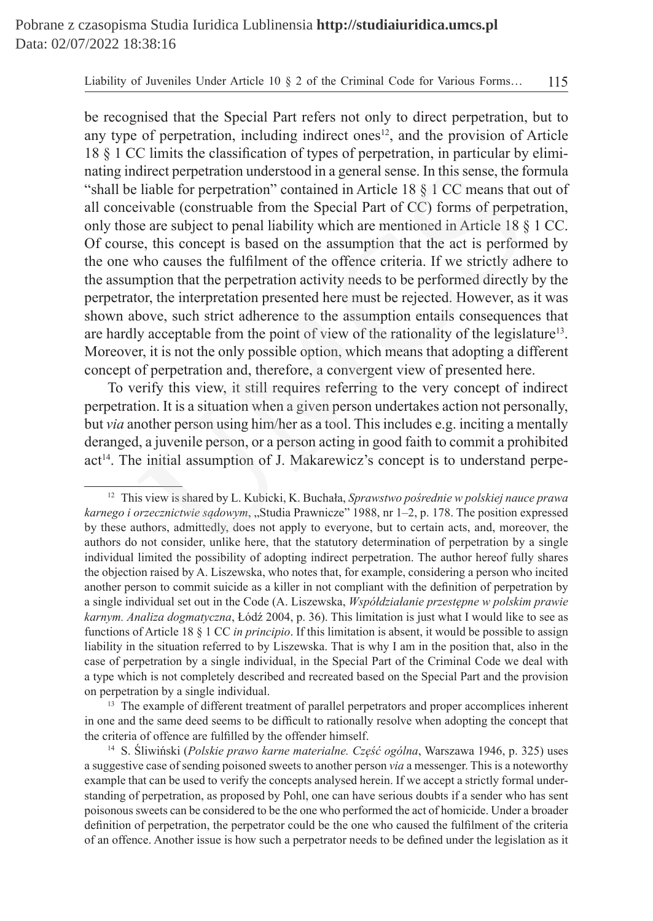be recognised that the Special Part refers not only to direct perpetration, but to any type of perpetration, including indirect ones[12], and the provision of Article 18 § 1 CC limits the classification of types of perpetration, in particular by eliminating indirect perpetration understood in a general sense. In this sense, the formula "shall be liable for perpetration" contained in Article 18 § 1 CC means that out of all conceivable (construable from the Special Part of CC) forms of perpetration, only those are subject to penal liability which are mentioned in Article 18 § 1 CC. Of course, this concept is based on the assumption that the act is performed by the one who causes the fulfilment of the offence criteria. If we strictly adhere to the assumption that the perpetration activity needs to be performed directly by the perpetrator, the interpretation presented here must be rejected. However, as it was shown above, such strict adherence to the assumption entails consequences that are hardly acceptable from the point of view of the rationality of the legislature[13]. Moreover, it is not the only possible option, which means that adopting a different concept of perpetration and, therefore, a convergent view of presented here.

To verify this view, it still requires referring to the very concept of indirect perpetration. It is a situation when a given person undertakes action not personally, but *via* another person using him/her as a tool. This includes e.g. inciting a mentally deranged, a juvenile person, or a person acting in good faith to commit a prohibited act[14]. The initial assumption of J. Makarewicz's concept is to understand perpe-

---

[12] This view is shared by L. Kubicki, K. Buchała, *Sprawstwo pośrednie w polskiej nauce prawa karnego i orzecznictwie sądowym*, „Studia Prawnicze" 1988, nr 1–2, p. 178. The position expressed by these authors, admittedly, does not apply to everyone, but to certain acts, and, moreover, the authors do not consider, unlike here, that the statutory determination of perpetration by a single individual limited the possibility of adopting indirect perpetration. The author hereof fully shares the objection raised by A. Liszewska, who notes that, for example, considering a person who incited another person to commit suicide as a killer in not compliant with the definition of perpetration by a single individual set out in the Code (A. Liszewska, *Współdziałanie przestępne w polskim prawie karnym. Analiza dogmatyczna*, Łódź 2004, p. 36). This limitation is just what I would like to see as functions of Article 18 § 1 CC *in principio*. If this limitation is absent, it would be possible to assign liability in the situation referred to by Liszewska. That is why I am in the position that, also in the case of perpetration by a single individual, in the Special Part of the Criminal Code we deal with a type which is not completely described and recreated based on the Special Part and the provision on perpetration by a single individual.

[13] The example of different treatment of parallel perpetrators and proper accomplices inherent in one and the same deed seems to be difficult to rationally resolve when adopting the concept that the criteria of offence are fulfilled by the offender himself.

[14] S. Śliwiński (*Polskie prawo karne materialne. Część ogólna*, Warszawa 1946, p. 325) uses a suggestive case of sending poisoned sweets to another person *via* a messenger. This is a noteworthy example that can be used to verify the concepts analysed herein. If we accept a strictly formal understanding of perpetration, as proposed by Pohl, one can have serious doubts if a sender who has sent poisonous sweets can be considered to be the one who performed the act of homicide. Under a broader definition of perpetration, the perpetrator could be the one who caused the fulfilment of the criteria of an offence. Another issue is how such a perpetrator needs to be defined under the legislation as it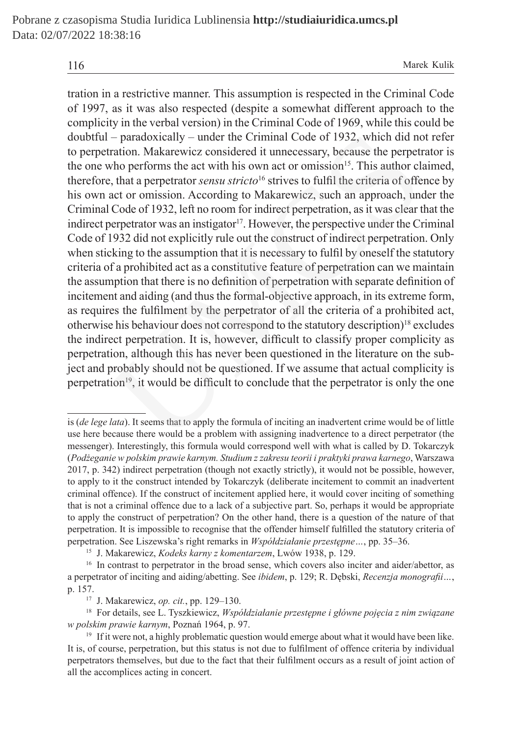tration in a restrictive manner. This assumption is respected in the Criminal Code of 1997, as it was also respected (despite a somewhat different approach to the complicity in the verbal version) in the Criminal Code of 1969, while this could be doubtful – paradoxically – under the Criminal Code of 1932, which did not refer to perpetration. Makarewicz considered it unnecessary, because the perpetrator is the one who performs the act with his own act or omission[15]. This author claimed, therefore, that a perpetrator *sensu stricto*[16] strives to fulfil the criteria of offence by his own act or omission. According to Makarewicz, such an approach, under the Criminal Code of 1932, left no room for indirect perpetration, as it was clear that the indirect perpetrator was an instigator[17]. However, the perspective under the Criminal Code of 1932 did not explicitly rule out the construct of indirect perpetration. Only when sticking to the assumption that it is necessary to fulfil by oneself the statutory criteria of a prohibited act as a constitutive feature of perpetration can we maintain the assumption that there is no definition of perpetration with separate definition of incitement and aiding (and thus the formal-objective approach, in its extreme form, as requires the fulfilment by the perpetrator of all the criteria of a prohibited act, otherwise his behaviour does not correspond to the statutory description)[18] excludes the indirect perpetration. It is, however, difficult to classify proper complicity as perpetration, although this has never been questioned in the literature on the subject and probably should not be questioned. If we assume that actual complicity is perpetration[19], it would be difficult to conclude that the perpetrator is only the one

---

is (*de lege lata*). It seems that to apply the formula of inciting an inadvertent crime would be of little use here because there would be a problem with assigning inadvertence to a direct perpetrator (the messenger). Interestingly, this formula would correspond well with what is called by D. Tokarczyk (*Podżeganie w polskim prawie karnym. Studium z zakresu teorii i praktyki prawa karnego*, Warszawa 2017, p. 342) indirect perpetration (though not exactly strictly), it would not be possible, however, to apply to it the construct intended by Tokarczyk (deliberate incitement to commit an inadvertent criminal offence). If the construct of incitement applied here, it would cover inciting of something that is not a criminal offence due to a lack of a subjective part. So, perhaps it would be appropriate to apply the construct of perpetration? On the other hand, there is a question of the nature of that perpetration. It is impossible to recognise that the offender himself fulfilled the statutory criteria of perpetration. See Liszewska's right remarks in *Współdziałanie przestępne…*, pp. 35–36.

[15] J. Makarewicz, *Kodeks karny z komentarzem*, Lwów 1938, p. 129.

[16] In contrast to perpetrator in the broad sense, which covers also inciter and aider/abettor, as a perpetrator of inciting and aiding/abetting. See *ibidem*, p. 129; R. Dębski, *Recenzja monografii…*, p. 157.

[17] J. Makarewicz, *op. cit.*, pp. 129–130.

[18] For details, see L. Tyszkiewicz, *Współdziałanie przestępne i główne pojęcia z nim związane w polskim prawie karnym*, Poznań 1964, p. 97.

[19] If it were not, a highly problematic question would emerge about what it would have been like. It is, of course, perpetration, but this status is not due to fulfilment of offence criteria by individual perpetrators themselves, but due to the fact that their fulfilment occurs as a result of joint action of all the accomplices acting in concert.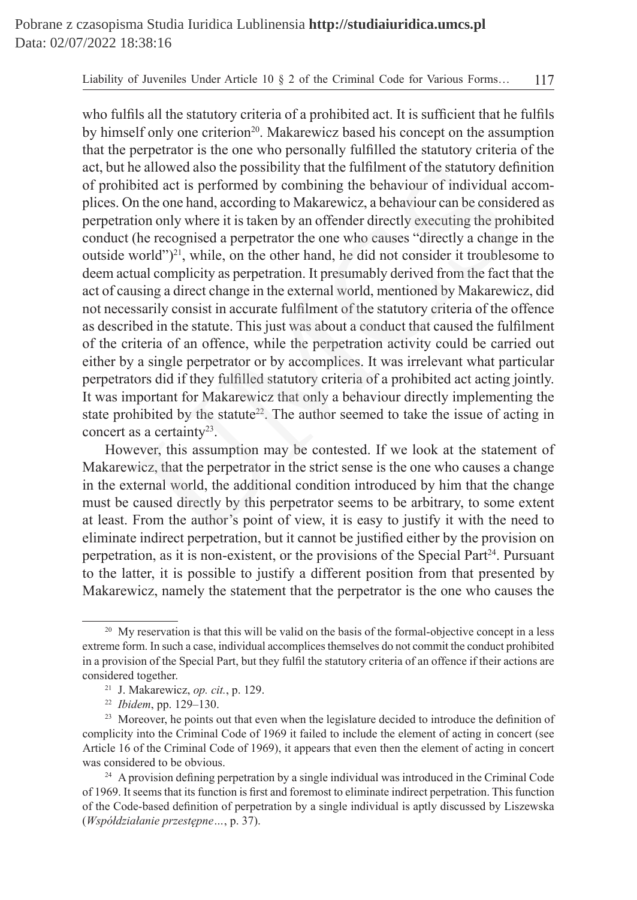who fulfils all the statutory criteria of a prohibited act. It is sufficient that he fulfils by himself only one criterion[20]. Makarewicz based his concept on the assumption that the perpetrator is the one who personally fulfilled the statutory criteria of the act, but he allowed also the possibility that the fulfilment of the statutory definition of prohibited act is performed by combining the behaviour of individual accomplices. On the one hand, according to Makarewicz, a behaviour can be considered as perpetration only where it is taken by an offender directly executing the prohibited conduct (he recognised a perpetrator the one who causes "directly a change in the outside world")[21], while, on the other hand, he did not consider it troublesome to deem actual complicity as perpetration. It presumably derived from the fact that the act of causing a direct change in the external world, mentioned by Makarewicz, did not necessarily consist in accurate fulfilment of the statutory criteria of the offence as described in the statute. This just was about a conduct that caused the fulfilment of the criteria of an offence, while the perpetration activity could be carried out either by a single perpetrator or by accomplices. It was irrelevant what particular perpetrators did if they fulfilled statutory criteria of a prohibited act acting jointly. It was important for Makarewicz that only a behaviour directly implementing the state prohibited by the statute[22]. The author seemed to take the issue of acting in concert as a certainty[23].

However, this assumption may be contested. If we look at the statement of Makarewicz, that the perpetrator in the strict sense is the one who causes a change in the external world, the additional condition introduced by him that the change must be caused directly by this perpetrator seems to be arbitrary, to some extent at least. From the author's point of view, it is easy to justify it with the need to eliminate indirect perpetration, but it cannot be justified either by the provision on perpetration, as it is non-existent, or the provisions of the Special Part[24]. Pursuant to the latter, it is possible to justify a different position from that presented by Makarewicz, namely the statement that the perpetrator is the one who causes the

---

[20] My reservation is that this will be valid on the basis of the formal-objective concept in a less extreme form. In such a case, individual accomplices themselves do not commit the conduct prohibited in a provision of the Special Part, but they fulfil the statutory criteria of an offence if their actions are considered together.

[21] J. Makarewicz, *op. cit.*, p. 129.

[22] *Ibidem*, pp. 129–130.

[23] Moreover, he points out that even when the legislature decided to introduce the definition of complicity into the Criminal Code of 1969 it failed to include the element of acting in concert (see Article 16 of the Criminal Code of 1969), it appears that even then the element of acting in concert was considered to be obvious.

[24] A provision defining perpetration by a single individual was introduced in the Criminal Code of 1969. It seems that its function is first and foremost to eliminate indirect perpetration. This function of the Code-based definition of perpetration by a single individual is aptly discussed by Liszewska (*Współdziałanie przestępne…*, p. 37).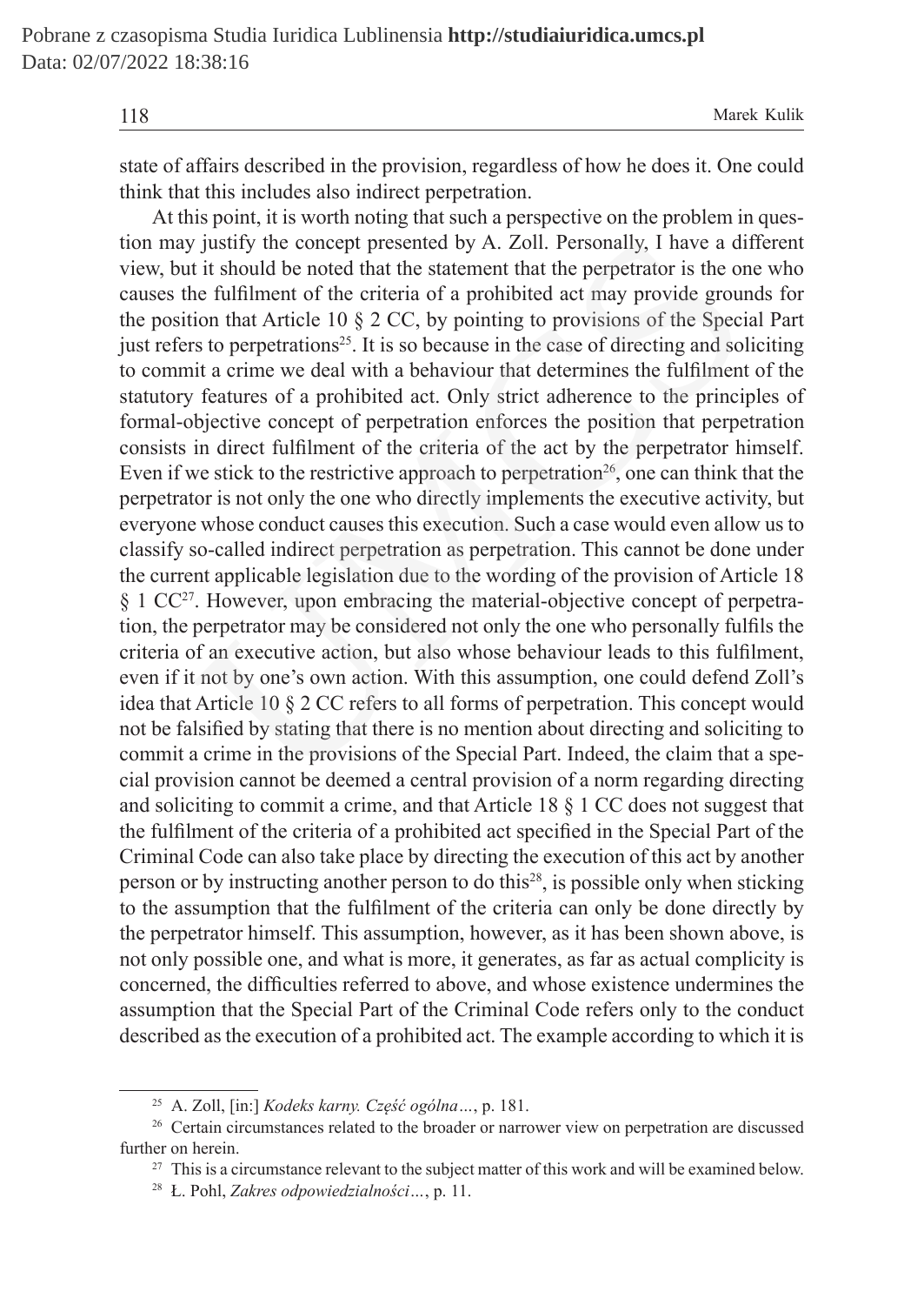state of affairs described in the provision, regardless of how he does it. One could think that this includes also indirect perpetration.

At this point, it is worth noting that such a perspective on the problem in question may justify the concept presented by A. Zoll. Personally, I have a different view, but it should be noted that the statement that the perpetrator is the one who causes the fulfilment of the criteria of a prohibited act may provide grounds for the position that Article 10 § 2 CC, by pointing to provisions of the Special Part just refers to perpetrations[25]. It is so because in the case of directing and soliciting to commit a crime we deal with a behaviour that determines the fulfilment of the statutory features of a prohibited act. Only strict adherence to the principles of formal-objective concept of perpetration enforces the position that perpetration consists in direct fulfilment of the criteria of the act by the perpetrator himself. Even if we stick to the restrictive approach to perpetration[26], one can think that the perpetrator is not only the one who directly implements the executive activity, but everyone whose conduct causes this execution. Such a case would even allow us to classify so-called indirect perpetration as perpetration. This cannot be done under the current applicable legislation due to the wording of the provision of Article 18 § 1 CC[27]. However, upon embracing the material-objective concept of perpetration, the perpetrator may be considered not only the one who personally fulfils the criteria of an executive action, but also whose behaviour leads to this fulfilment, even if it not by one's own action. With this assumption, one could defend Zoll's idea that Article 10 § 2 CC refers to all forms of perpetration. This concept would not be falsified by stating that there is no mention about directing and soliciting to commit a crime in the provisions of the Special Part. Indeed, the claim that a special provision cannot be deemed a central provision of a norm regarding directing and soliciting to commit a crime, and that Article 18 § 1 CC does not suggest that the fulfilment of the criteria of a prohibited act specified in the Special Part of the Criminal Code can also take place by directing the execution of this act by another person or by instructing another person to do this[28], is possible only when sticking to the assumption that the fulfilment of the criteria can only be done directly by the perpetrator himself. This assumption, however, as it has been shown above, is not only possible one, and what is more, it generates, as far as actual complicity is concerned, the difficulties referred to above, and whose existence undermines the assumption that the Special Part of the Criminal Code refers only to the conduct described as the execution of a prohibited act. The example according to which it is

---

[25] A. Zoll, [in:] *Kodeks karny. Część ogólna…*, p. 181.

[26] Certain circumstances related to the broader or narrower view on perpetration are discussed further on herein.

[27] This is a circumstance relevant to the subject matter of this work and will be examined below.

[28] Ł. Pohl, *Zakres odpowiedzialności…*, p. 11.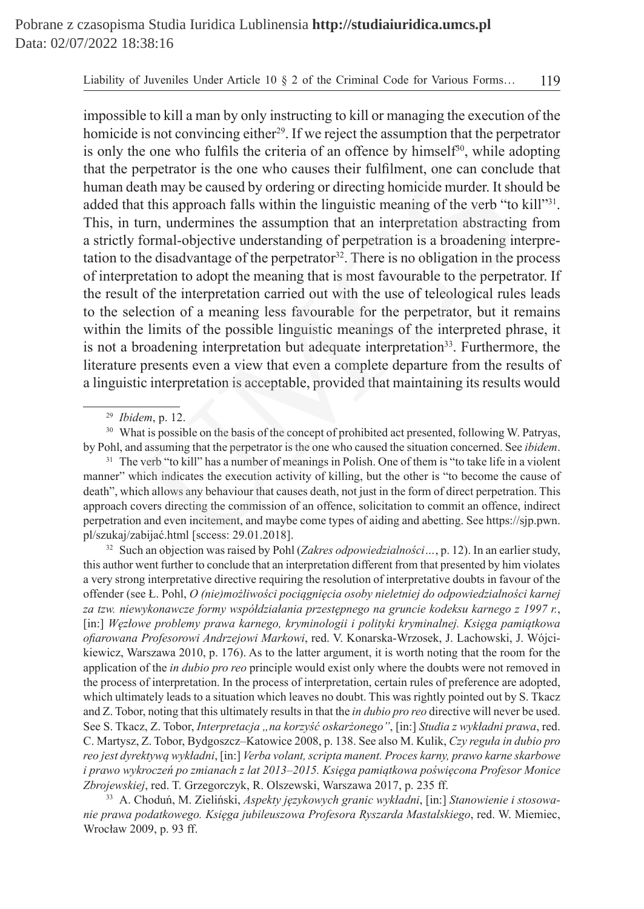impossible to kill a man by only instructing to kill or managing the execution of the homicide is not convincing either[29]. If we reject the assumption that the perpetrator is only the one who fulfils the criteria of an offence by himself[30], while adopting that the perpetrator is the one who causes their fulfilment, one can conclude that human death may be caused by ordering or directing homicide murder. It should be added that this approach falls within the linguistic meaning of the verb "to kill"[31]. This, in turn, undermines the assumption that an interpretation abstracting from a strictly formal-objective understanding of perpetration is a broadening interpretation to the disadvantage of the perpetrator[32]. There is no obligation in the process of interpretation to adopt the meaning that is most favourable to the perpetrator. If the result of the interpretation carried out with the use of teleological rules leads to the selection of a meaning less favourable for the perpetrator, but it remains within the limits of the possible linguistic meanings of the interpreted phrase, it is not a broadening interpretation but adequate interpretation[33]. Furthermore, the literature presents even a view that even a complete departure from the results of a linguistic interpretation is acceptable, provided that maintaining its results would

---

[29] *Ibidem*, p. 12.

[30] What is possible on the basis of the concept of prohibited act presented, following W. Patryas, by Pohl, and assuming that the perpetrator is the one who caused the situation concerned. See *ibidem*.

[31] The verb "to kill" has a number of meanings in Polish. One of them is "to take life in a violent manner" which indicates the execution activity of killing, but the other is "to become the cause of death", which allows any behaviour that causes death, not just in the form of direct perpetration. This approach covers directing the commission of an offence, solicitation to commit an offence, indirect perpetration and even incitement, and maybe come types of aiding and abetting. See https://sjp.pwn.pl/szukaj/zabijać.html [sccess: 29.01.2018].

[32] Such an objection was raised by Pohl (*Zakres odpowiedzialności…*, p. 12). In an earlier study, this author went further to conclude that an interpretation different from that presented by him violates a very strong interpretative directive requiring the resolution of interpretative doubts in favour of the offender (see Ł. Pohl, *O (nie)możliwości pociągnięcia osoby nieletniej do odpowiedzialności karnej za tzw. niewykonawcze formy współdziałania przestępnego na gruncie kodeksu karnego z 1997 r.*, [in:] *Węzłowe problemy prawa karnego, kryminologii i polityki kryminalnej. Księga pamiątkowa ofiarowana Profesorowi Andrzejowi Markowi*, red. V. Konarska-Wrzosek, J. Lachowski, J. Wójcikiewicz, Warszawa 2010, p. 176). As to the latter argument, it is worth noting that the room for the application of the *in dubio pro reo* principle would exist only where the doubts were not removed in the process of interpretation. In the process of interpretation, certain rules of preference are adopted, which ultimately leads to a situation which leaves no doubt. This was rightly pointed out by S. Tkacz and Z. Tobor, noting that this ultimately results in that the *in dubio pro reo* directive will never be used. See S. Tkacz, Z. Tobor, *Interpretacja „na korzyść oskarżonego"*, [in:] *Studia z wykładni prawa*, red. C. Martysz, Z. Tobor, Bydgoszcz–Katowice 2008, p. 138. See also M. Kulik, *Czy reguła in dubio pro reo jest dyrektywą wykładni*, [in:] *Verba volant, scripta manent. Proces karny, prawo karne skarbowe i prawo wykroczeń po zmianach z lat 2013–2015. Księga pamiątkowa poświęcona Profesor Monice Zbrojewskiej*, red. T. Grzegorczyk, R. Olszewski, Warszawa 2017, p. 235 ff.

[33] A. Choduń, M. Zieliński, *Aspekty językowych granic wykładni*, [in:] *Stanowienie i stosowanie prawa podatkowego. Księga jubileuszowa Profesora Ryszarda Mastalskiego*, red. W. Miemiec, Wrocław 2009, p. 93 ff.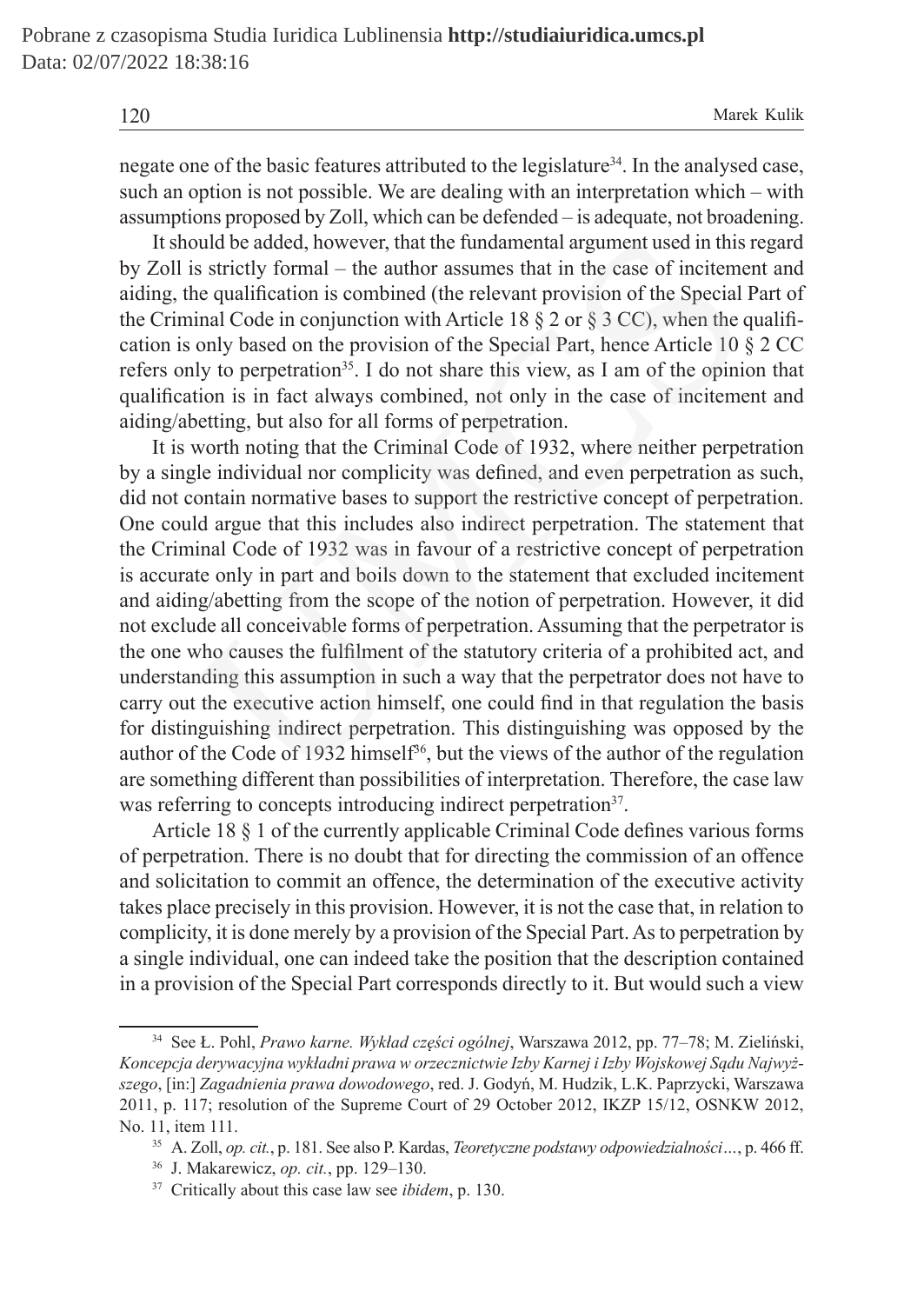negate one of the basic features attributed to the legislature[34]. In the analysed case, such an option is not possible. We are dealing with an interpretation which – with assumptions proposed by Zoll, which can be defended – is adequate, not broadening.

It should be added, however, that the fundamental argument used in this regard by Zoll is strictly formal – the author assumes that in the case of incitement and aiding, the qualification is combined (the relevant provision of the Special Part of the Criminal Code in conjunction with Article 18 § 2 or § 3 CC), when the qualification is only based on the provision of the Special Part, hence Article 10 § 2 CC refers only to perpetration[35]. I do not share this view, as I am of the opinion that qualification is in fact always combined, not only in the case of incitement and aiding/abetting, but also for all forms of perpetration.

It is worth noting that the Criminal Code of 1932, where neither perpetration by a single individual nor complicity was defined, and even perpetration as such, did not contain normative bases to support the restrictive concept of perpetration. One could argue that this includes also indirect perpetration. The statement that the Criminal Code of 1932 was in favour of a restrictive concept of perpetration is accurate only in part and boils down to the statement that excluded incitement and aiding/abetting from the scope of the notion of perpetration. However, it did not exclude all conceivable forms of perpetration. Assuming that the perpetrator is the one who causes the fulfilment of the statutory criteria of a prohibited act, and understanding this assumption in such a way that the perpetrator does not have to carry out the executive action himself, one could find in that regulation the basis for distinguishing indirect perpetration. This distinguishing was opposed by the author of the Code of 1932 himself[36], but the views of the author of the regulation are something different than possibilities of interpretation. Therefore, the case law was referring to concepts introducing indirect perpetration[37].

Article 18 § 1 of the currently applicable Criminal Code defines various forms of perpetration. There is no doubt that for directing the commission of an offence and solicitation to commit an offence, the determination of the executive activity takes place precisely in this provision. However, it is not the case that, in relation to complicity, it is done merely by a provision of the Special Part. As to perpetration by a single individual, one can indeed take the position that the description contained in a provision of the Special Part corresponds directly to it. But would such a view

---

[34] See Ł. Pohl, *Prawo karne. Wykład części ogólnej*, Warszawa 2012, pp. 77–78; M. Zieliński, *Koncepcja derywacyjna wykładni prawa w orzecznictwie Izby Karnej i Izby Wojskowej Sądu Najwyższego*, [in:] *Zagadnienia prawa dowodowego*, red. J. Godyń, M. Hudzik, L.K. Paprzycki, Warszawa 2011, p. 117; resolution of the Supreme Court of 29 October 2012, IKZP 15/12, OSNKW 2012, No. 11, item 111.

[35] A. Zoll, *op. cit.*, p. 181. See also P. Kardas, *Teoretyczne podstawy odpowiedzialności…*, p. 466 ff.

[36] J. Makarewicz, *op. cit.*, pp. 129–130.

[37] Critically about this case law see *ibidem*, p. 130.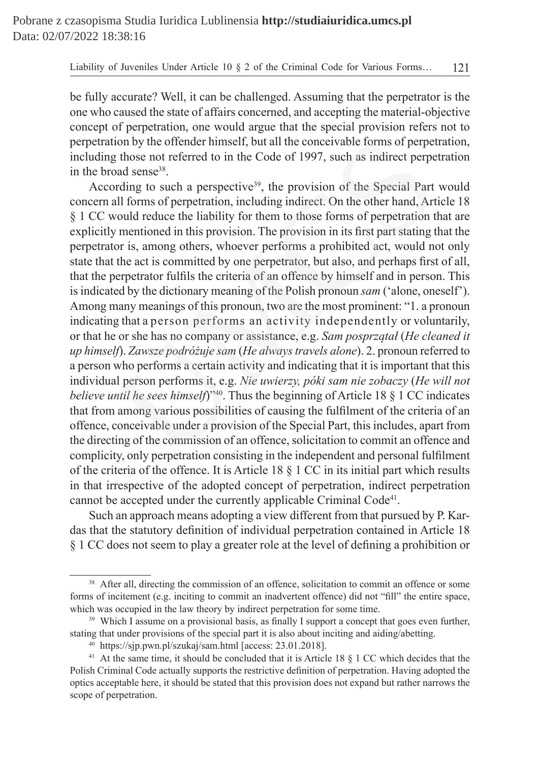be fully accurate? Well, it can be challenged. Assuming that the perpetrator is the one who caused the state of affairs concerned, and accepting the material-objective concept of perpetration, one would argue that the special provision refers not to perpetration by the offender himself, but all the conceivable forms of perpetration, including those not referred to in the Code of 1997, such as indirect perpetration in the broad sense[38].

According to such a perspective[39], the provision of the Special Part would concern all forms of perpetration, including indirect. On the other hand, Article 18 § 1 CC would reduce the liability for them to those forms of perpetration that are explicitly mentioned in this provision. The provision in its first part stating that the perpetrator is, among others, whoever performs a prohibited act, would not only state that the act is committed by one perpetrator, but also, and perhaps first of all, that the perpetrator fulfils the criteria of an offence by himself and in person. This is indicated by the dictionary meaning of the Polish pronoun *sam* ('alone, oneself'). Among many meanings of this pronoun, two are the most prominent: "1. a pronoun indicating that a person performs an activity independently or voluntarily, or that he or she has no company or assistance, e.g. *Sam posprzątał* (*He cleaned it up himself*). *Zawsze podróżuje sam* (*He always travels alone*). 2. pronoun referred to a person who performs a certain activity and indicating that it is important that this individual person performs it, e.g. *Nie uwierzy, póki sam nie zobaczy* (*He will not believe until he sees himself*)"[40]. Thus the beginning of Article 18 § 1 CC indicates that from among various possibilities of causing the fulfilment of the criteria of an offence, conceivable under a provision of the Special Part, this includes, apart from the directing of the commission of an offence, solicitation to commit an offence and complicity, only perpetration consisting in the independent and personal fulfilment of the criteria of the offence. It is Article 18 § 1 CC in its initial part which results in that irrespective of the adopted concept of perpetration, indirect perpetration cannot be accepted under the currently applicable Criminal Code[41].

Such an approach means adopting a view different from that pursued by P. Kardas that the statutory definition of individual perpetration contained in Article 18 § 1 CC does not seem to play a greater role at the level of defining a prohibition or

---

[38] After all, directing the commission of an offence, solicitation to commit an offence or some forms of incitement (e.g. inciting to commit an inadvertent offence) did not "fill" the entire space, which was occupied in the law theory by indirect perpetration for some time.

[39] Which I assume on a provisional basis, as finally I support a concept that goes even further, stating that under provisions of the special part it is also about inciting and aiding/abetting.

[40] https://sjp.pwn.pl/szukaj/sam.html [access: 23.01.2018].

[41] At the same time, it should be concluded that it is Article 18 § 1 CC which decides that the Polish Criminal Code actually supports the restrictive definition of perpetration. Having adopted the optics acceptable here, it should be stated that this provision does not expand but rather narrows the scope of perpetration.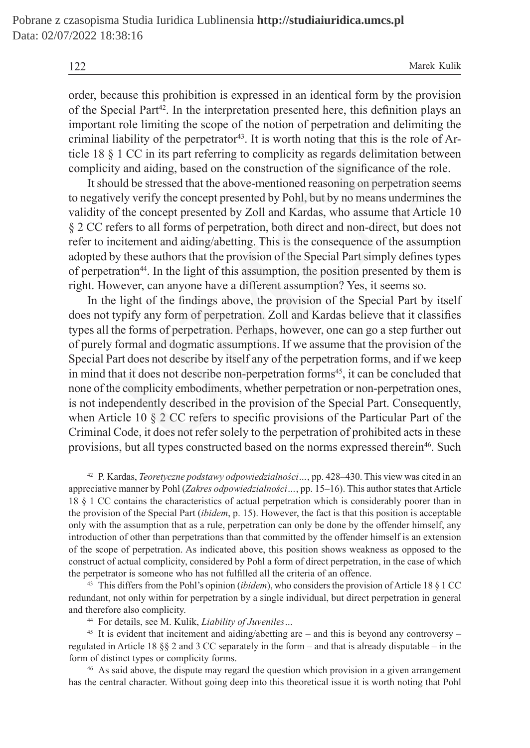order, because this prohibition is expressed in an identical form by the provision of the Special Part[42]. In the interpretation presented here, this definition plays an important role limiting the scope of the notion of perpetration and delimiting the criminal liability of the perpetrator[43]. It is worth noting that this is the role of Article 18 § 1 CC in its part referring to complicity as regards delimitation between complicity and aiding, based on the construction of the significance of the role.

It should be stressed that the above-mentioned reasoning on perpetration seems to negatively verify the concept presented by Pohl, but by no means undermines the validity of the concept presented by Zoll and Kardas, who assume that Article 10 § 2 CC refers to all forms of perpetration, both direct and non-direct, but does not refer to incitement and aiding/abetting. This is the consequence of the assumption adopted by these authors that the provision of the Special Part simply defines types of perpetration[44]. In the light of this assumption, the position presented by them is right. However, can anyone have a different assumption? Yes, it seems so.

In the light of the findings above, the provision of the Special Part by itself does not typify any form of perpetration. Zoll and Kardas believe that it classifies types all the forms of perpetration. Perhaps, however, one can go a step further out of purely formal and dogmatic assumptions. If we assume that the provision of the Special Part does not describe by itself any of the perpetration forms, and if we keep in mind that it does not describe non-perpetration forms[45], it can be concluded that none of the complicity embodiments, whether perpetration or non-perpetration ones, is not independently described in the provision of the Special Part. Consequently, when Article 10 § 2 CC refers to specific provisions of the Particular Part of the Criminal Code, it does not refer solely to the perpetration of prohibited acts in these provisions, but all types constructed based on the norms expressed therein[46]. Such

---

[42] P. Kardas, *Teoretyczne podstawy odpowiedzialności…*, pp. 428–430. This view was cited in an appreciative manner by Pohl (*Zakres odpowiedzialności…*, pp. 15–16). This author states that Article 18 § 1 CC contains the characteristics of actual perpetration which is considerably poorer than in the provision of the Special Part (*ibidem*, p. 15). However, the fact is that this position is acceptable only with the assumption that as a rule, perpetration can only be done by the offender himself, any introduction of other than perpetrations than that committed by the offender himself is an extension of the scope of perpetration. As indicated above, this position shows weakness as opposed to the construct of actual complicity, considered by Pohl a form of direct perpetration, in the case of which the perpetrator is someone who has not fulfilled all the criteria of an offence.

[43] This differs from the Pohl's opinion (*ibidem*), who considers the provision of Article 18 § 1 CC redundant, not only within for perpetration by a single individual, but direct perpetration in general and therefore also complicity.

[44] For details, see M. Kulik, *Liability of Juveniles…*

[45] It is evident that incitement and aiding/abetting are – and this is beyond any controversy – regulated in Article 18 §§ 2 and 3 CC separately in the form – and that is already disputable – in the form of distinct types or complicity forms.

[46] As said above, the dispute may regard the question which provision in a given arrangement has the central character. Without going deep into this theoretical issue it is worth noting that Pohl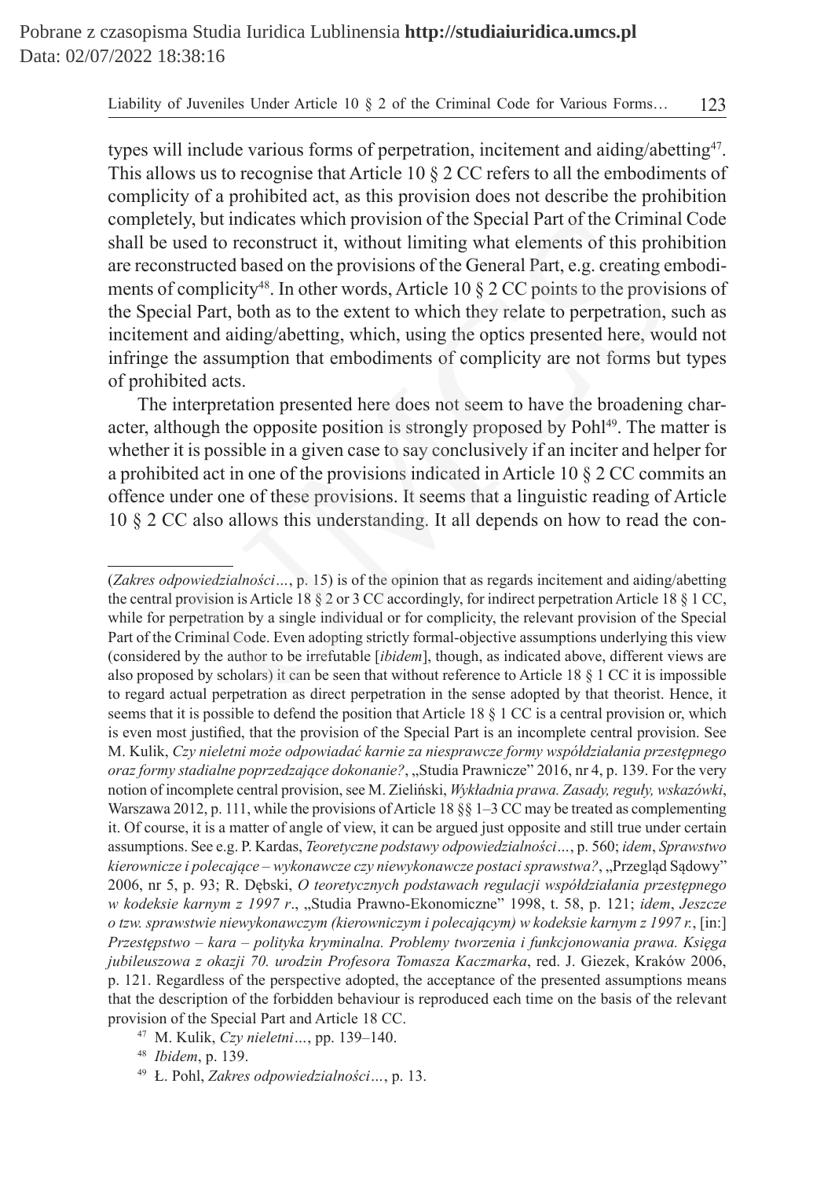types will include various forms of perpetration, incitement and aiding/abetting[47]. This allows us to recognise that Article 10 § 2 CC refers to all the embodiments of complicity of a prohibited act, as this provision does not describe the prohibition completely, but indicates which provision of the Special Part of the Criminal Code shall be used to reconstruct it, without limiting what elements of this prohibition are reconstructed based on the provisions of the General Part, e.g. creating embodiments of complicity[48]. In other words, Article 10 § 2 CC points to the provisions of the Special Part, both as to the extent to which they relate to perpetration, such as incitement and aiding/abetting, which, using the optics presented here, would not infringe the assumption that embodiments of complicity are not forms but types of prohibited acts.

The interpretation presented here does not seem to have the broadening character, although the opposite position is strongly proposed by Pohl[49]. The matter is whether it is possible in a given case to say conclusively if an inciter and helper for a prohibited act in one of the provisions indicated in Article 10 § 2 CC commits an offence under one of these provisions. It seems that a linguistic reading of Article 10 § 2 CC also allows this understanding. It all depends on how to read the con-

---

(*Zakres odpowiedzialności…*, p. 15) is of the opinion that as regards incitement and aiding/abetting the central provision is Article 18 § 2 or 3 CC accordingly, for indirect perpetration Article 18 § 1 CC, while for perpetration by a single individual or for complicity, the relevant provision of the Special Part of the Criminal Code. Even adopting strictly formal-objective assumptions underlying this view (considered by the author to be irrefutable [*ibidem*], though, as indicated above, different views are also proposed by scholars) it can be seen that without reference to Article 18 § 1 CC it is impossible to regard actual perpetration as direct perpetration in the sense adopted by that theorist. Hence, it seems that it is possible to defend the position that Article 18 § 1 CC is a central provision or, which is even most justified, that the provision of the Special Part is an incomplete central provision. See M. Kulik, *Czy nieletni może odpowiadać karnie za niesprawcze formy współdziałania przestępnego oraz formy stadialne poprzedzające dokonanie?*, „Studia Prawnicze" 2016, nr 4, p. 139. For the very notion of incomplete central provision, see M. Zieliński, *Wykładnia prawa. Zasady, reguły, wskazówki*, Warszawa 2012, p. 111, while the provisions of Article 18 §§ 1–3 CC may be treated as complementing it. Of course, it is a matter of angle of view, it can be argued just opposite and still true under certain assumptions. See e.g. P. Kardas, *Teoretyczne podstawy odpowiedzialności…*, p. 560; *idem*, *Sprawstwo kierownicze i polecające – wykonawcze czy niewykonawcze postaci sprawstwa?*, „Przegląd Sądowy" 2006, nr 5, p. 93; R. Dębski, *O teoretycznych podstawach regulacji współdziałania przestępnego w kodeksie karnym z 1997 r*., „Studia Prawno-Ekonomiczne" 1998, t. 58, p. 121; *idem*, *Jeszcze o tzw. sprawstwie niewykonawczym (kierowniczym i polecającym) w kodeksie karnym z 1997 r.*, [in:] *Przestępstwo – kara – polityka kryminalna. Problemy tworzenia i funkcjonowania prawa. Księga jubileuszowa z okazji 70. urodzin Profesora Tomasza Kaczmarka*, red. J. Giezek, Kraków 2006, p. 121. Regardless of the perspective adopted, the acceptance of the presented assumptions means that the description of the forbidden behaviour is reproduced each time on the basis of the relevant provision of the Special Part and Article 18 CC.

[47] M. Kulik, *Czy nieletni…*, pp. 139–140.

[48] *Ibidem*, p. 139.

[49] Ł. Pohl, *Zakres odpowiedzialności…*, p. 13.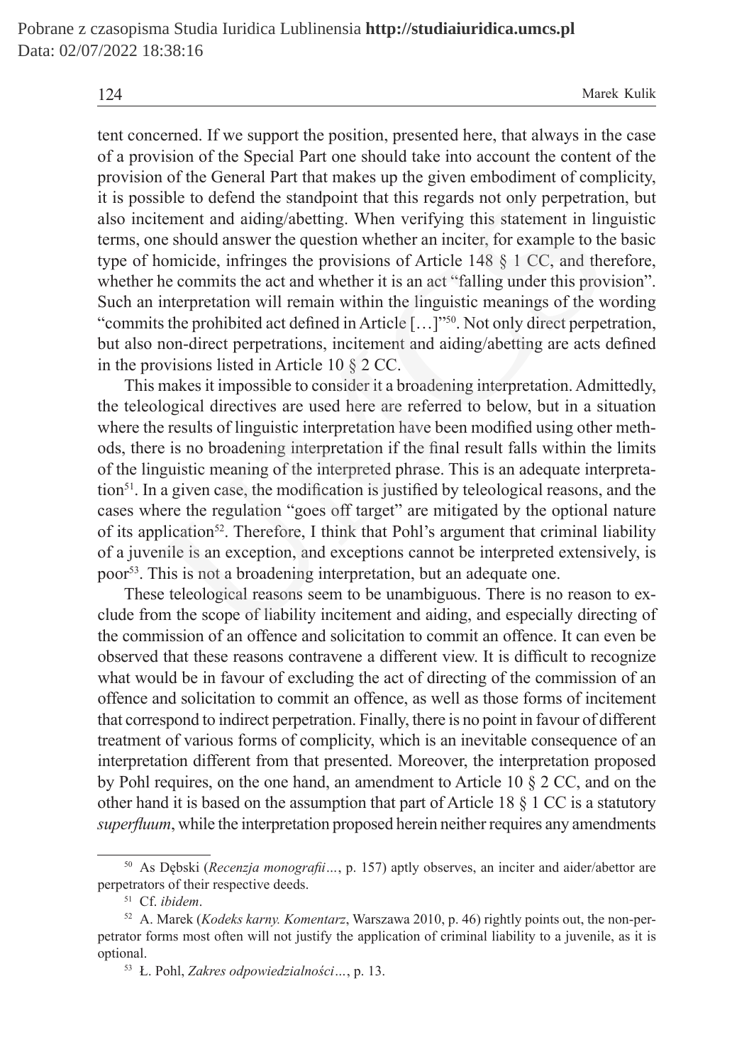tent concerned. If we support the position, presented here, that always in the case of a provision of the Special Part one should take into account the content of the provision of the General Part that makes up the given embodiment of complicity, it is possible to defend the standpoint that this regards not only perpetration, but also incitement and aiding/abetting. When verifying this statement in linguistic terms, one should answer the question whether an inciter, for example to the basic type of homicide, infringes the provisions of Article 148 § 1 CC, and therefore, whether he commits the act and whether it is an act "falling under this provision". Such an interpretation will remain within the linguistic meanings of the wording "commits the prohibited act defined in Article […]"[50]. Not only direct perpetration, but also non-direct perpetrations, incitement and aiding/abetting are acts defined in the provisions listed in Article 10 § 2 CC.

This makes it impossible to consider it a broadening interpretation. Admittedly, the teleological directives are used here are referred to below, but in a situation where the results of linguistic interpretation have been modified using other methods, there is no broadening interpretation if the final result falls within the limits of the linguistic meaning of the interpreted phrase. This is an adequate interpretation[51]. In a given case, the modification is justified by teleological reasons, and the cases where the regulation "goes off target" are mitigated by the optional nature of its application[52]. Therefore, I think that Pohl's argument that criminal liability of a juvenile is an exception, and exceptions cannot be interpreted extensively, is poor[53]. This is not a broadening interpretation, but an adequate one.

These teleological reasons seem to be unambiguous. There is no reason to exclude from the scope of liability incitement and aiding, and especially directing of the commission of an offence and solicitation to commit an offence. It can even be observed that these reasons contravene a different view. It is difficult to recognize what would be in favour of excluding the act of directing of the commission of an offence and solicitation to commit an offence, as well as those forms of incitement that correspond to indirect perpetration. Finally, there is no point in favour of different treatment of various forms of complicity, which is an inevitable consequence of an interpretation different from that presented. Moreover, the interpretation proposed by Pohl requires, on the one hand, an amendment to Article 10 § 2 CC, and on the other hand it is based on the assumption that part of Article 18 § 1 CC is a statutory *superfluum*, while the interpretation proposed herein neither requires any amendments

---

[50] As Dębski (*Recenzja monografii…*, p. 157) aptly observes, an inciter and aider/abettor are perpetrators of their respective deeds.

[51] Cf. *ibidem*.

[52] A. Marek (*Kodeks karny. Komentarz*, Warszawa 2010, p. 46) rightly points out, the non-perpetrator forms most often will not justify the application of criminal liability to a juvenile, as it is optional.

[53] Ł. Pohl, *Zakres odpowiedzialności…*, p. 13.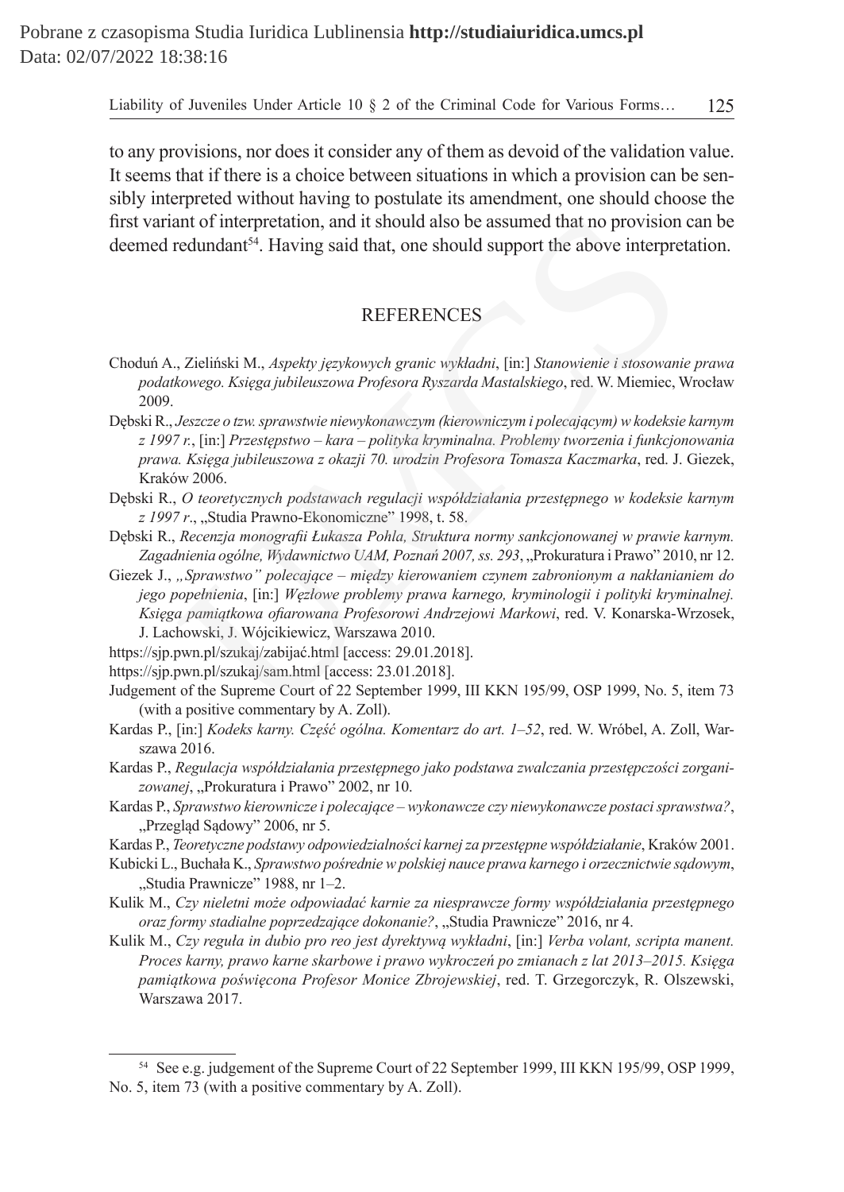to any provisions, nor does it consider any of them as devoid of the validation value. It seems that if there is a choice between situations in which a provision can be sensibly interpreted without having to postulate its amendment, one should choose the first variant of interpretation, and it should also be assumed that no provision can be deemed redundant[54]. Having said that, one should support the above interpretation.

## REFERENCES

Choduń A., Zieliński M., *Aspekty językowych granic wykładni*, [in:] *Stanowienie i stosowanie prawa podatkowego. Księga jubileuszowa Profesora Ryszarda Mastalskiego*, red. W. Miemiec, Wrocław 2009.

Dębski R., *Jeszcze o tzw. sprawstwie niewykonawczym (kierowniczym i polecającym) w kodeksie karnym z 1997 r.*, [in:] *Przestępstwo – kara – polityka kryminalna. Problemy tworzenia i funkcjonowania prawa. Księga jubileuszowa z okazji 70. urodzin Profesora Tomasza Kaczmarka*, red. J. Giezek, Kraków 2006.

Dębski R., *O teoretycznych podstawach regulacji współdziałania przestępnego w kodeksie karnym z 1997 r.*, „Studia Prawno-Ekonomiczne" 1998, t. 58.

Dębski R., *Recenzja monografii Łukasza Pohla, Struktura normy sankcjonowanej w prawie karnym. Zagadnienia ogólne, Wydawnictwo UAM, Poznań 2007, ss. 293*, „Prokuratura i Prawo" 2010, nr 12.

Giezek J., *„Sprawstwo" polecające – między kierowaniem czynem zabronionym a nakłanianiem do jego popełnienia*, [in:] *Węzłowe problemy prawa karnego, kryminologii i polityki kryminalnej. Księga pamiątkowa ofiarowana Profesorowi Andrzejowi Markowi*, red. V. Konarska-Wrzosek, J. Lachowski, J. Wójcikiewicz, Warszawa 2010.

https://sjp.pwn.pl/szukaj/zabijać.html [access: 29.01.2018].

https://sjp.pwn.pl/szukaj/sam.html [access: 23.01.2018].

Judgement of the Supreme Court of 22 September 1999, III KKN 195/99, OSP 1999, No. 5, item 73 (with a positive commentary by A. Zoll).

Kardas P., [in:] *Kodeks karny. Część ogólna. Komentarz do art. 1–52*, red. W. Wróbel, A. Zoll, Warszawa 2016.

Kardas P., *Regulacja współdziałania przestępnego jako podstawa zwalczania przestępczości zorganizowanej*, „Prokuratura i Prawo" 2002, nr 10.

Kardas P., *Sprawstwo kierownicze i polecające – wykonawcze czy niewykonawcze postaci sprawstwa?*, „Przegląd Sądowy" 2006, nr 5.

Kardas P., *Teoretyczne podstawy odpowiedzialności karnej za przestępne współdziałanie*, Kraków 2001.

Kubicki L., Buchała K., *Sprawstwo pośrednie w polskiej nauce prawa karnego i orzecznictwie sądowym*, „Studia Prawnicze" 1988, nr 1–2.

Kulik M., *Czy nieletni może odpowiadać karnie za niesprawcze formy współdziałania przestępnego oraz formy stadialne poprzedzające dokonanie?*, „Studia Prawnicze" 2016, nr 4.

Kulik M., *Czy reguła in dubio pro reo jest dyrektywą wykładni*, [in:] *Verba volant, scripta manent. Proces karny, prawo karne skarbowe i prawo wykroczeń po zmianach z lat 2013–2015. Księga pamiątkowa poświęcona Profesor Monice Zbrojewskiej*, red. T. Grzegorczyk, R. Olszewski, Warszawa 2017.

---

[54] See e.g. judgement of the Supreme Court of 22 September 1999, III KKN 195/99, OSP 1999, No. 5, item 73 (with a positive commentary by A. Zoll).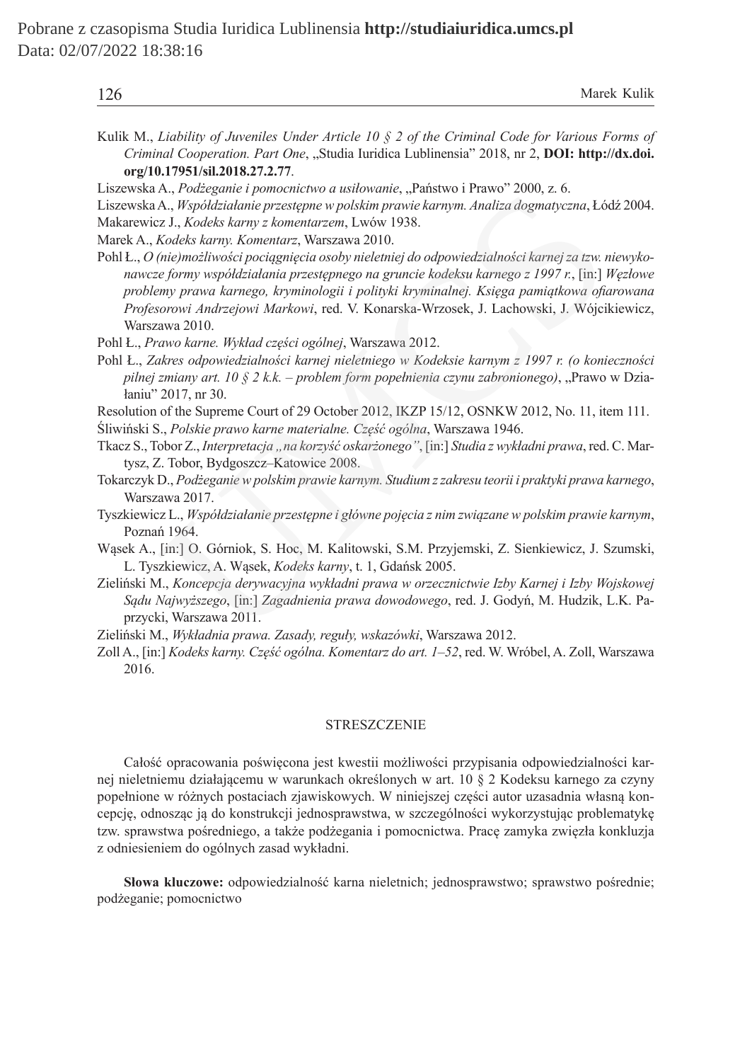Kulik M., *Liability of Juveniles Under Article 10 § 2 of the Criminal Code for Various Forms of Criminal Cooperation. Part One*, „Studia Iuridica Lublinensia" 2018, nr 2, **DOI: http://dx.doi.org/10.17951/sil.2018.27.2.77**.

Liszewska A., *Podżeganie i pomocnictwo a usiłowanie*, „Państwo i Prawo" 2000, z. 6.

Liszewska A., *Współdziałanie przestępne w polskim prawie karnym. Analiza dogmatyczna*, Łódź 2004.

Makarewicz J., *Kodeks karny z komentarzem*, Lwów 1938.

Marek A., *Kodeks karny. Komentarz*, Warszawa 2010.

Pohl Ł., *O (nie)możliwości pociągnięcia osoby nieletniej do odpowiedzialności karnej za tzw. niewykonawcze formy współdziałania przestępnego na gruncie kodeksu karnego z 1997 r.*, [in:] *Węzłowe problemy prawa karnego, kryminologii i polityki kryminalnej. Księga pamiątkowa ofiarowana Profesorowi Andrzejowi Markowi*, red. V. Konarska-Wrzosek, J. Lachowski, J. Wójcikiewicz, Warszawa 2010.

Pohl Ł., *Prawo karne. Wykład części ogólnej*, Warszawa 2012.

Pohl Ł., *Zakres odpowiedzialności karnej nieletniego w Kodeksie karnym z 1997 r. (o konieczności pilnej zmiany art. 10 § 2 k.k. – problem form popełnienia czynu zabronionego)*, „Prawo w Działaniu" 2017, nr 30.

Resolution of the Supreme Court of 29 October 2012, IKZP 15/12, OSNKW 2012, No. 11, item 111.

Śliwiński S., *Polskie prawo karne materialne. Część ogólna*, Warszawa 1946.

Tkacz S., Tobor Z., *Interpretacja „na korzyść oskarżonego"*, [in:] *Studia z wykładni prawa*, red. C. Martysz, Z. Tobor, Bydgoszcz–Katowice 2008.

Tokarczyk D., *Podżeganie w polskim prawie karnym. Studium z zakresu teorii i praktyki prawa karnego*, Warszawa 2017.

Tyszkiewicz L., *Współdziałanie przestępne i główne pojęcia z nim związane w polskim prawie karnym*, Poznań 1964.

Wąsek A., [in:] O. Górniok, S. Hoc, M. Kalitowski, S.M. Przyjemski, Z. Sienkiewicz, J. Szumski, L. Tyszkiewicz, A. Wąsek, *Kodeks karny*, t. 1, Gdańsk 2005.

Zieliński M., *Koncepcja derywacyjna wykładni prawa w orzecznictwie Izby Karnej i Izby Wojskowej Sądu Najwyższego*, [in:] *Zagadnienia prawa dowodowego*, red. J. Godyń, M. Hudzik, L.K. Paprzycki, Warszawa 2011.

Zieliński M., *Wykładnia prawa. Zasady, reguły, wskazówki*, Warszawa 2012.

Zoll A., [in:] *Kodeks karny. Część ogólna. Komentarz do art. 1–52*, red. W. Wróbel, A. Zoll, Warszawa 2016.

## STRESZCZENIE

Całość opracowania poświęcona jest kwestii możliwości przypisania odpowiedzialności karnej nieletniemu działającemu w warunkach określonych w art. 10 § 2 Kodeksu karnego za czyny popełnione w różnych postaciach zjawiskowych. W niniejszej części autor uzasadnia własną koncepcję, odnosząc ją do konstrukcji jednosprawstwa, w szczególności wykorzystując problematykę tzw. sprawstwa pośredniego, a także podżegania i pomocnictwa. Pracę zamyka zwięzła konkluzja z odniesieniem do ogólnych zasad wykładni.

**Słowa kluczowe:** odpowiedzialność karna nieletnich; jednosprawstwo; sprawstwo pośrednie; podżeganie; pomocnictwo